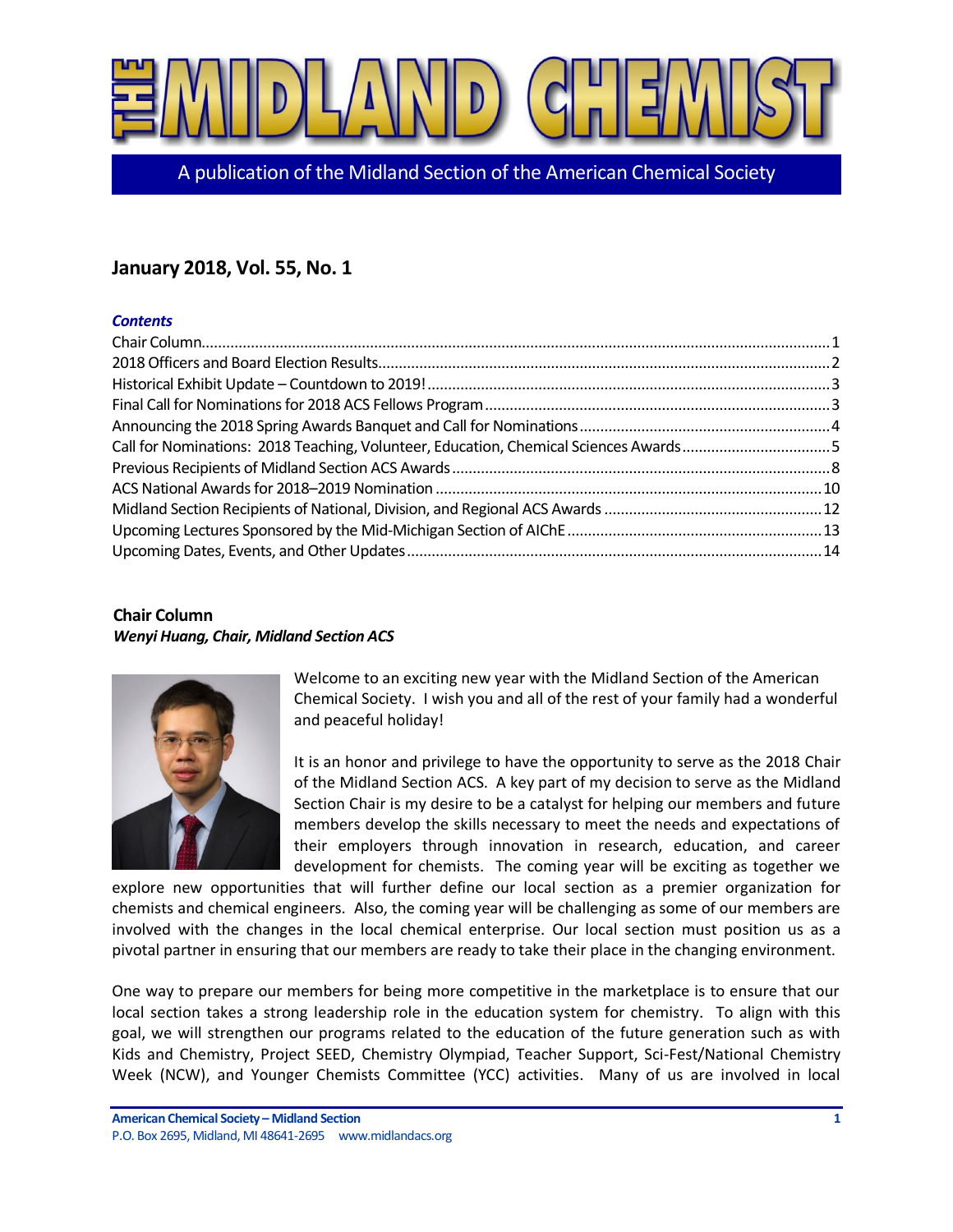# THE MIDLAND CHEMIST

A publication of the Midland Section of the American Chemical Society

## January 2018, Vol. 55, No. 1

***Contents***

- Chair Column ... 1
- 2018 Officers and Board Election Results ... 2
- Historical Exhibit Update – Countdown to 2019! ... 3
- Final Call for Nominations for 2018 ACS Fellows Program ... 3
- Announcing the 2018 Spring Awards Banquet and Call for Nominations ... 4
- Call for Nominations: 2018 Teaching, Volunteer, Education, Chemical Sciences Awards ... 5
- Previous Recipients of Midland Section ACS Awards ... 8
- ACS National Awards for 2018–2019 Nomination ... 10
- Midland Section Recipients of National, Division, and Regional ACS Awards ... 12
- Upcoming Lectures Sponsored by the Mid-Michigan Section of AIChE ... 13
- Upcoming Dates, Events, and Other Updates ... 14

### Chair Column

***Wenyi Huang, Chair, Midland Section ACS***

Welcome to an exciting new year with the Midland Section of the American Chemical Society. I wish you and all of the rest of your family had a wonderful and peaceful holiday!

It is an honor and privilege to have the opportunity to serve as the 2018 Chair of the Midland Section ACS. A key part of my decision to serve as the Midland Section Chair is my desire to be a catalyst for helping our members and future members develop the skills necessary to meet the needs and expectations of their employers through innovation in research, education, and career development for chemists. The coming year will be exciting as together we explore new opportunities that will further define our local section as a premier organization for chemists and chemical engineers. Also, the coming year will be challenging as some of our members are involved with the changes in the local chemical enterprise. Our local section must position us as a pivotal partner in ensuring that our members are ready to take their place in the changing environment.

One way to prepare our members for being more competitive in the marketplace is to ensure that our local section takes a strong leadership role in the education system for chemistry. To align with this goal, we will strengthen our programs related to the education of the future generation such as with Kids and Chemistry, Project SEED, Chemistry Olympiad, Teacher Support, Sci-Fest/National Chemistry Week (NCW), and Younger Chemists Committee (YCC) activities. Many of us are involved in local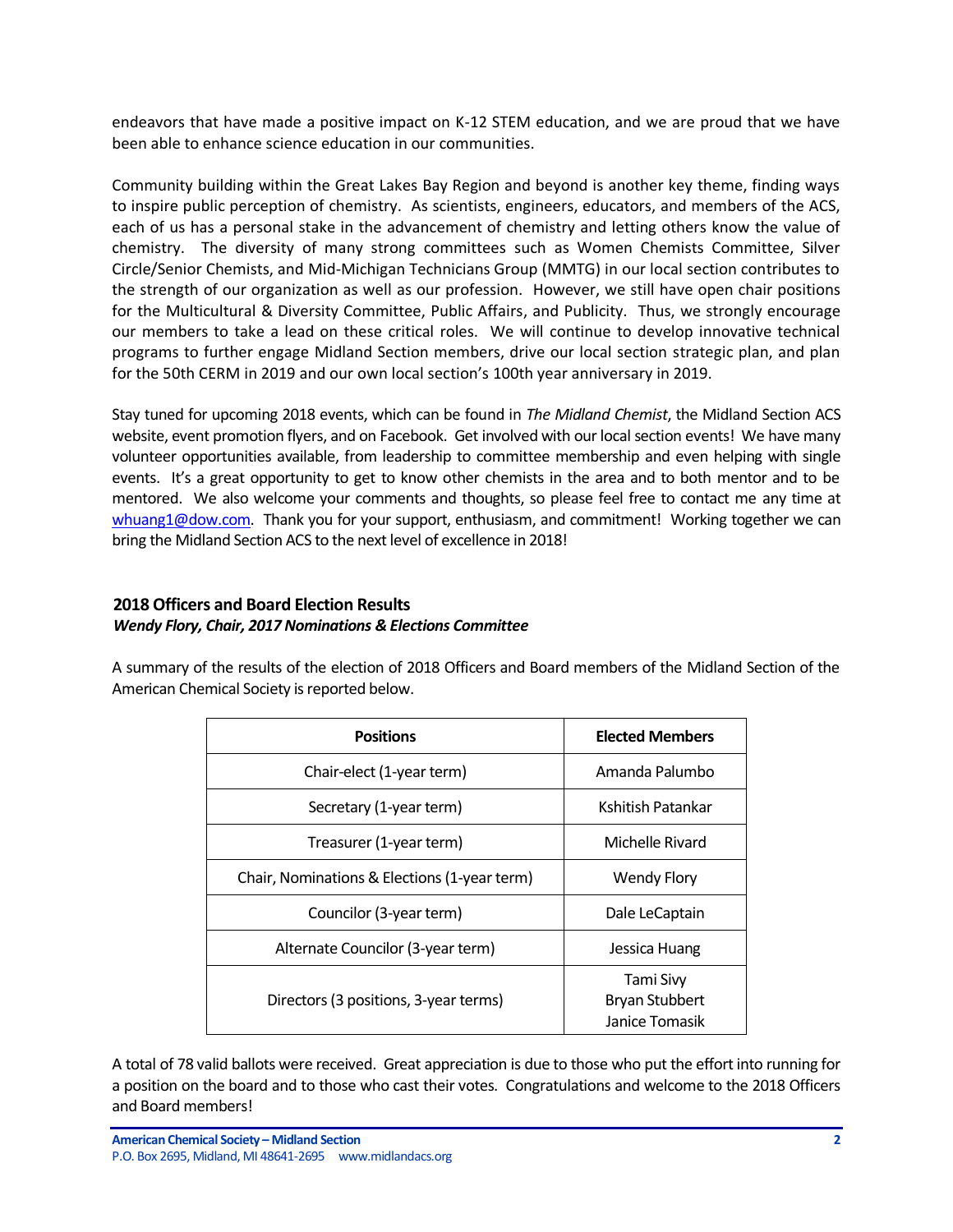endeavors that have made a positive impact on K-12 STEM education, and we are proud that we have been able to enhance science education in our communities.

Community building within the Great Lakes Bay Region and beyond is another key theme, finding ways to inspire public perception of chemistry. As scientists, engineers, educators, and members of the ACS, each of us has a personal stake in the advancement of chemistry and letting others know the value of chemistry. The diversity of many strong committees such as Women Chemists Committee, Silver Circle/Senior Chemists, and Mid-Michigan Technicians Group (MMTG) in our local section contributes to the strength of our organization as well as our profession. However, we still have open chair positions for the Multicultural & Diversity Committee, Public Affairs, and Publicity. Thus, we strongly encourage our members to take a lead on these critical roles. We will continue to develop innovative technical programs to further engage Midland Section members, drive our local section strategic plan, and plan for the 50th CERM in 2019 and our own local section's 100th year anniversary in 2019.

Stay tuned for upcoming 2018 events, which can be found in *The Midland Chemist*, the Midland Section ACS website, event promotion flyers, and on Facebook. Get involved with our local section events! We have many volunteer opportunities available, from leadership to committee membership and even helping with single events. It's a great opportunity to get to know other chemists in the area and to both mentor and to be mentored. We also welcome your comments and thoughts, so please feel free to contact me any time at whuang1@dow.com. Thank you for your support, enthusiasm, and commitment! Working together we can bring the Midland Section ACS to the next level of excellence in 2018!

## 2018 Officers and Board Election Results

***Wendy Flory, Chair, 2017 Nominations & Elections Committee***

A summary of the results of the election of 2018 Officers and Board members of the Midland Section of the American Chemical Society is reported below.

| Positions | Elected Members |
|---|---|
| Chair-elect (1-year term) | Amanda Palumbo |
| Secretary (1-year term) | Kshitish Patankar |
| Treasurer (1-year term) | Michelle Rivard |
| Chair, Nominations & Elections (1-year term) | Wendy Flory |
| Councilor (3-year term) | Dale LeCaptain |
| Alternate Councilor (3-year term) | Jessica Huang |
| Directors (3 positions, 3-year terms) | Tami Sivy<br>Bryan Stubbert<br>Janice Tomasik |

A total of 78 valid ballots were received. Great appreciation is due to those who put the effort into running for a position on the board and to those who cast their votes. Congratulations and welcome to the 2018 Officers and Board members!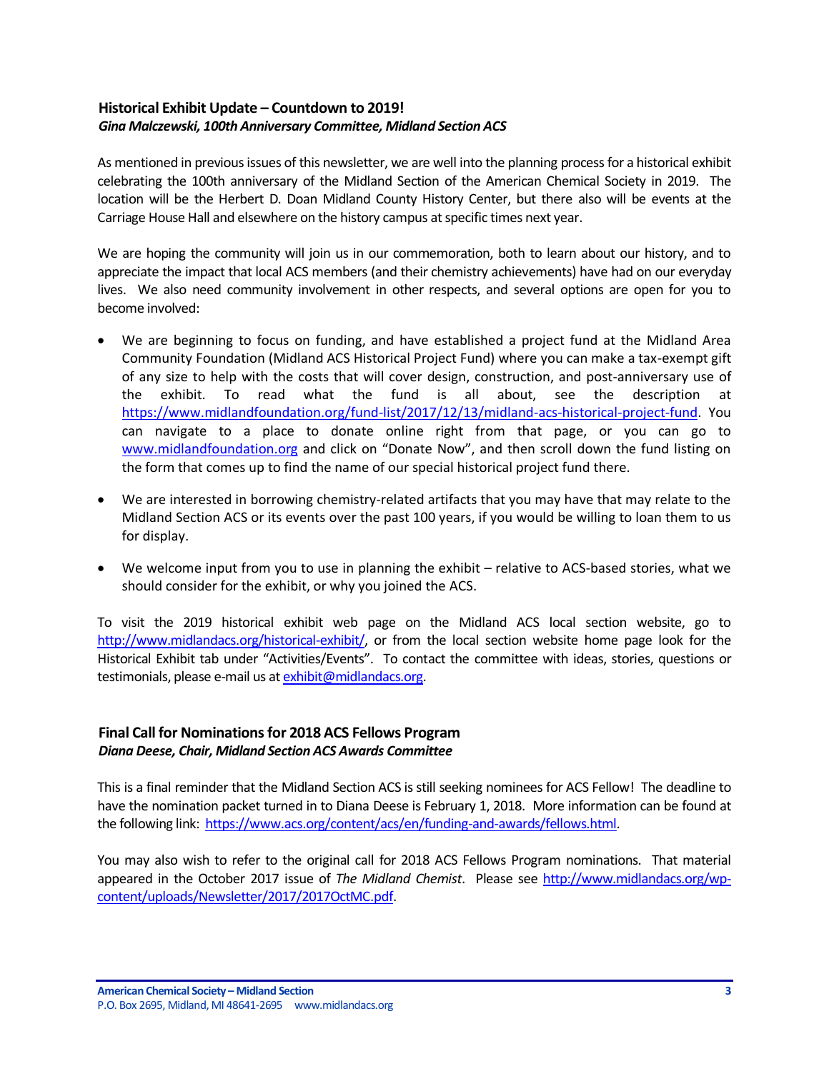### Historical Exhibit Update – Countdown to 2019!

***Gina Malczewski, 100th Anniversary Committee, Midland Section ACS***

As mentioned in previous issues of this newsletter, we are well into the planning process for a historical exhibit celebrating the 100th anniversary of the Midland Section of the American Chemical Society in 2019. The location will be the Herbert D. Doan Midland County History Center, but there also will be events at the Carriage House Hall and elsewhere on the history campus at specific times next year.

We are hoping the community will join us in our commemoration, both to learn about our history, and to appreciate the impact that local ACS members (and their chemistry achievements) have had on our everyday lives. We also need community involvement in other respects, and several options are open for you to become involved:

- We are beginning to focus on funding, and have established a project fund at the Midland Area Community Foundation (Midland ACS Historical Project Fund) where you can make a tax-exempt gift of any size to help with the costs that will cover design, construction, and post-anniversary use of the exhibit. To read what the fund is all about, see the description at https://www.midlandfoundation.org/fund-list/2017/12/13/midland-acs-historical-project-fund. You can navigate to a place to donate online right from that page, or you can go to www.midlandfoundation.org and click on "Donate Now", and then scroll down the fund listing on the form that comes up to find the name of our special historical project fund there.
- We are interested in borrowing chemistry-related artifacts that you may have that may relate to the Midland Section ACS or its events over the past 100 years, if you would be willing to loan them to us for display.
- We welcome input from you to use in planning the exhibit – relative to ACS-based stories, what we should consider for the exhibit, or why you joined the ACS.

To visit the 2019 historical exhibit web page on the Midland ACS local section website, go to http://www.midlandacs.org/historical-exhibit/, or from the local section website home page look for the Historical Exhibit tab under "Activities/Events". To contact the committee with ideas, stories, questions or testimonials, please e-mail us at exhibit@midlandacs.org.

### Final Call for Nominations for 2018 ACS Fellows Program

***Diana Deese, Chair, Midland Section ACS Awards Committee***

This is a final reminder that the Midland Section ACS is still seeking nominees for ACS Fellow! The deadline to have the nomination packet turned in to Diana Deese is February 1, 2018. More information can be found at the following link: https://www.acs.org/content/acs/en/funding-and-awards/fellows.html.

You may also wish to refer to the original call for 2018 ACS Fellows Program nominations. That material appeared in the October 2017 issue of *The Midland Chemist*. Please see http://www.midlandacs.org/wp-content/uploads/Newsletter/2017/2017OctMC.pdf.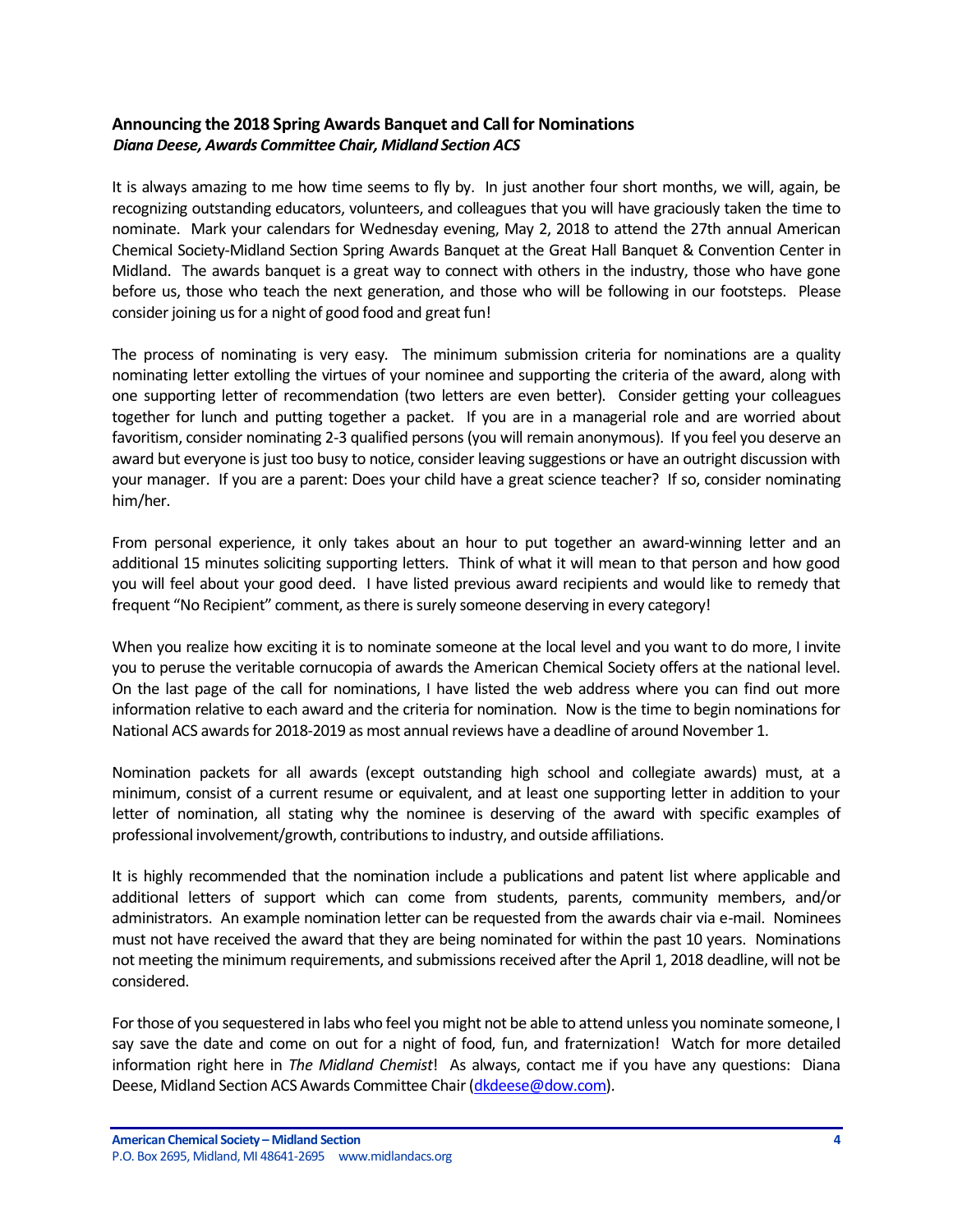## Announcing the 2018 Spring Awards Banquet and Call for Nominations

***Diana Deese, Awards Committee Chair, Midland Section ACS***

It is always amazing to me how time seems to fly by. In just another four short months, we will, again, be recognizing outstanding educators, volunteers, and colleagues that you will have graciously taken the time to nominate. Mark your calendars for Wednesday evening, May 2, 2018 to attend the 27th annual American Chemical Society-Midland Section Spring Awards Banquet at the Great Hall Banquet & Convention Center in Midland. The awards banquet is a great way to connect with others in the industry, those who have gone before us, those who teach the next generation, and those who will be following in our footsteps. Please consider joining us for a night of good food and great fun!

The process of nominating is very easy. The minimum submission criteria for nominations are a quality nominating letter extolling the virtues of your nominee and supporting the criteria of the award, along with one supporting letter of recommendation (two letters are even better). Consider getting your colleagues together for lunch and putting together a packet. If you are in a managerial role and are worried about favoritism, consider nominating 2-3 qualified persons (you will remain anonymous). If you feel you deserve an award but everyone is just too busy to notice, consider leaving suggestions or have an outright discussion with your manager. If you are a parent: Does your child have a great science teacher? If so, consider nominating him/her.

From personal experience, it only takes about an hour to put together an award-winning letter and an additional 15 minutes soliciting supporting letters. Think of what it will mean to that person and how good you will feel about your good deed. I have listed previous award recipients and would like to remedy that frequent "No Recipient" comment, as there is surely someone deserving in every category!

When you realize how exciting it is to nominate someone at the local level and you want to do more, I invite you to peruse the veritable cornucopia of awards the American Chemical Society offers at the national level. On the last page of the call for nominations, I have listed the web address where you can find out more information relative to each award and the criteria for nomination. Now is the time to begin nominations for National ACS awards for 2018-2019 as most annual reviews have a deadline of around November 1.

Nomination packets for all awards (except outstanding high school and collegiate awards) must, at a minimum, consist of a current resume or equivalent, and at least one supporting letter in addition to your letter of nomination, all stating why the nominee is deserving of the award with specific examples of professional involvement/growth, contributions to industry, and outside affiliations.

It is highly recommended that the nomination include a publications and patent list where applicable and additional letters of support which can come from students, parents, community members, and/or administrators. An example nomination letter can be requested from the awards chair via e-mail. Nominees must not have received the award that they are being nominated for within the past 10 years. Nominations not meeting the minimum requirements, and submissions received after the April 1, 2018 deadline, will not be considered.

For those of you sequestered in labs who feel you might not be able to attend unless you nominate someone, I say save the date and come on out for a night of food, fun, and fraternization! Watch for more detailed information right here in *The Midland Chemist*! As always, contact me if you have any questions: Diana Deese, Midland Section ACS Awards Committee Chair (dkdeese@dow.com).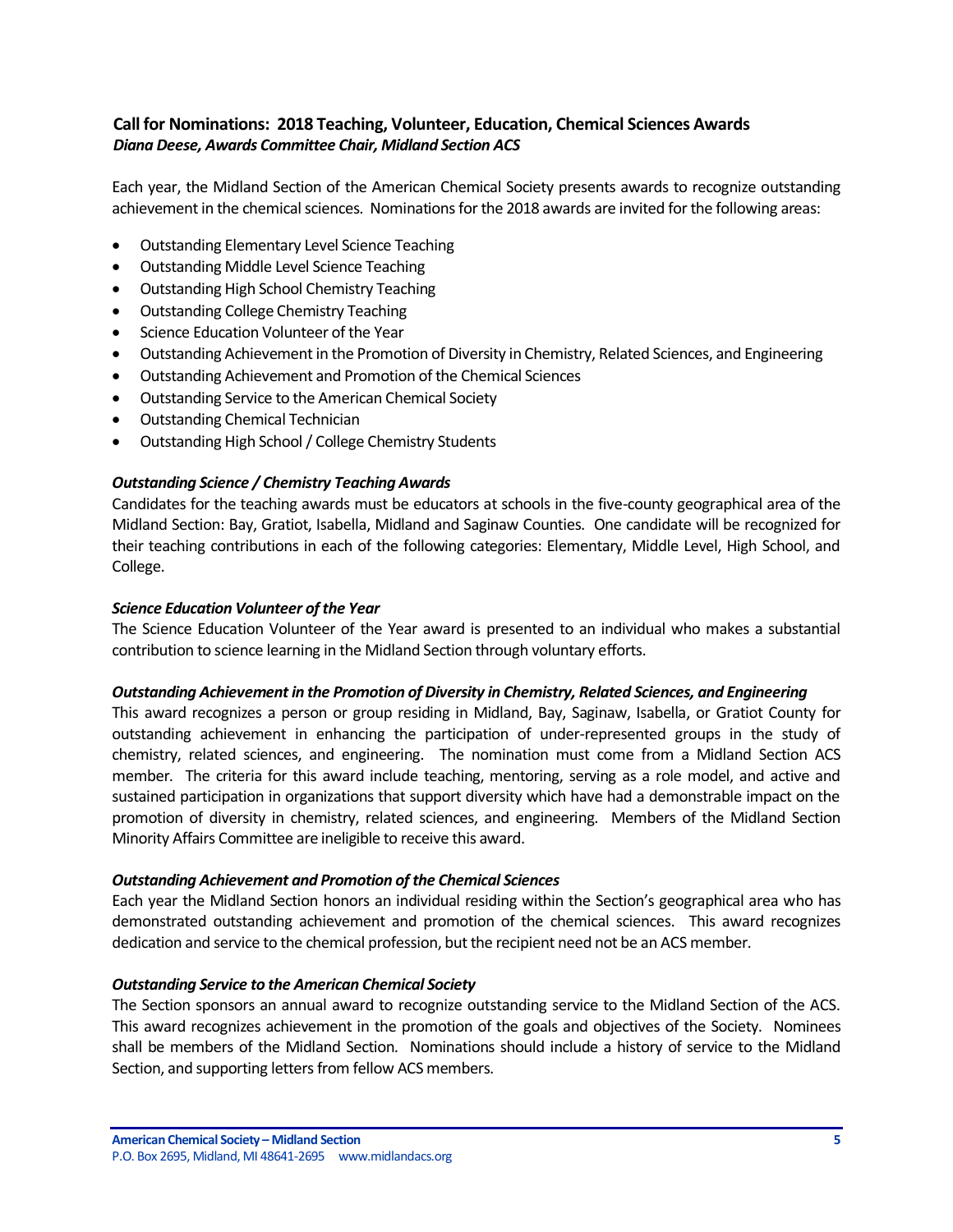## Call for Nominations: 2018 Teaching, Volunteer, Education, Chemical Sciences Awards

***Diana Deese, Awards Committee Chair, Midland Section ACS***

Each year, the Midland Section of the American Chemical Society presents awards to recognize outstanding achievement in the chemical sciences. Nominations for the 2018 awards are invited for the following areas:

- Outstanding Elementary Level Science Teaching
- Outstanding Middle Level Science Teaching
- Outstanding High School Chemistry Teaching
- Outstanding College Chemistry Teaching
- Science Education Volunteer of the Year
- Outstanding Achievement in the Promotion of Diversity in Chemistry, Related Sciences, and Engineering
- Outstanding Achievement and Promotion of the Chemical Sciences
- Outstanding Service to the American Chemical Society
- Outstanding Chemical Technician
- Outstanding High School / College Chemistry Students

### *Outstanding Science / Chemistry Teaching Awards*

Candidates for the teaching awards must be educators at schools in the five-county geographical area of the Midland Section: Bay, Gratiot, Isabella, Midland and Saginaw Counties. One candidate will be recognized for their teaching contributions in each of the following categories: Elementary, Middle Level, High School, and College.

### *Science Education Volunteer of the Year*

The Science Education Volunteer of the Year award is presented to an individual who makes a substantial contribution to science learning in the Midland Section through voluntary efforts.

### *Outstanding Achievement in the Promotion of Diversity in Chemistry, Related Sciences, and Engineering*

This award recognizes a person or group residing in Midland, Bay, Saginaw, Isabella, or Gratiot County for outstanding achievement in enhancing the participation of under-represented groups in the study of chemistry, related sciences, and engineering. The nomination must come from a Midland Section ACS member. The criteria for this award include teaching, mentoring, serving as a role model, and active and sustained participation in organizations that support diversity which have had a demonstrable impact on the promotion of diversity in chemistry, related sciences, and engineering. Members of the Midland Section Minority Affairs Committee are ineligible to receive this award.

### *Outstanding Achievement and Promotion of the Chemical Sciences*

Each year the Midland Section honors an individual residing within the Section's geographical area who has demonstrated outstanding achievement and promotion of the chemical sciences. This award recognizes dedication and service to the chemical profession, but the recipient need not be an ACS member.

### *Outstanding Service to the American Chemical Society*

The Section sponsors an annual award to recognize outstanding service to the Midland Section of the ACS. This award recognizes achievement in the promotion of the goals and objectives of the Society. Nominees shall be members of the Midland Section. Nominations should include a history of service to the Midland Section, and supporting letters from fellow ACS members.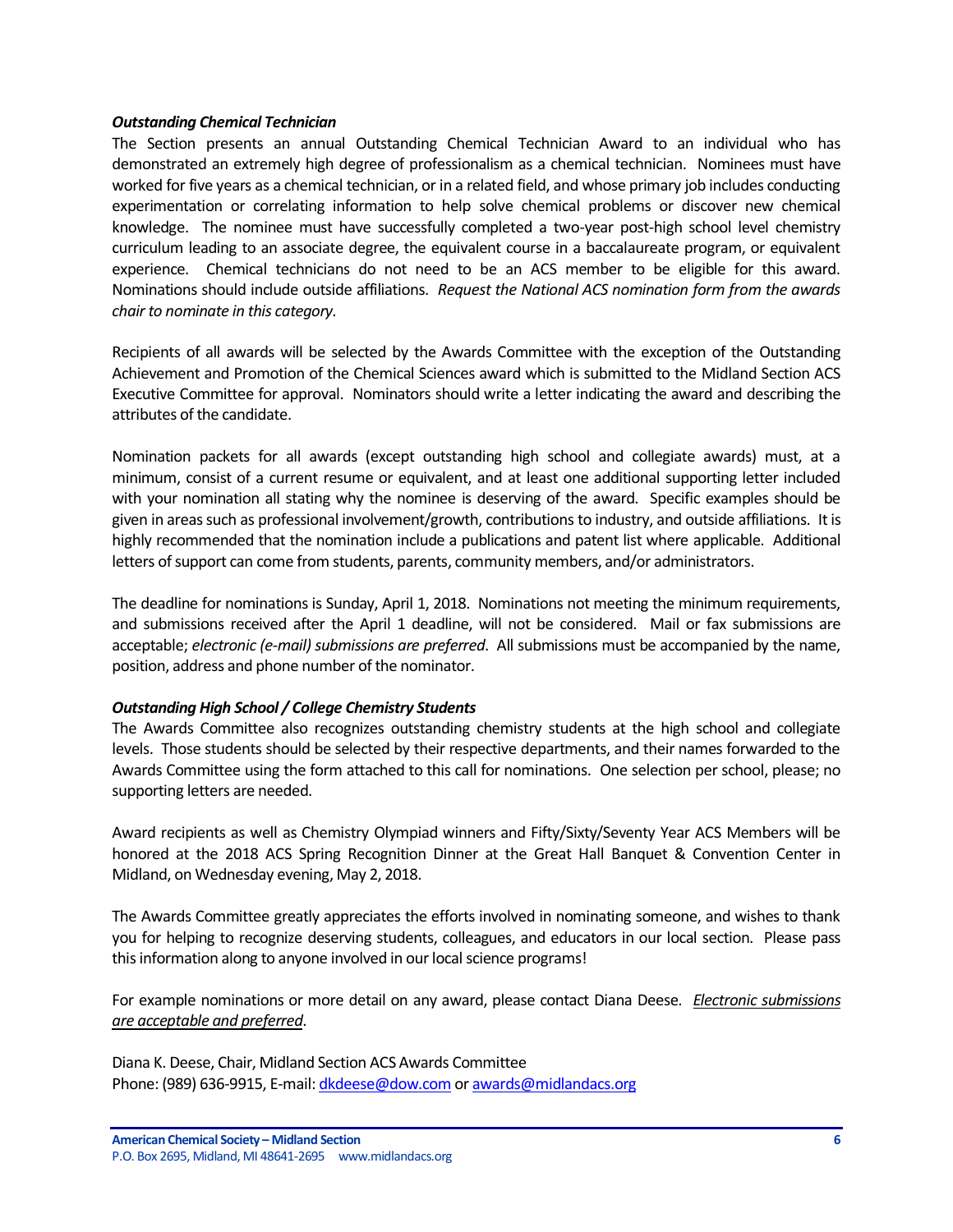***Outstanding Chemical Technician***

The Section presents an annual Outstanding Chemical Technician Award to an individual who has demonstrated an extremely high degree of professionalism as a chemical technician. Nominees must have worked for five years as a chemical technician, or in a related field, and whose primary job includes conducting experimentation or correlating information to help solve chemical problems or discover new chemical knowledge. The nominee must have successfully completed a two-year post-high school level chemistry curriculum leading to an associate degree, the equivalent course in a baccalaureate program, or equivalent experience. Chemical technicians do not need to be an ACS member to be eligible for this award. Nominations should include outside affiliations. *Request the National ACS nomination form from the awards chair to nominate in this category.*

Recipients of all awards will be selected by the Awards Committee with the exception of the Outstanding Achievement and Promotion of the Chemical Sciences award which is submitted to the Midland Section ACS Executive Committee for approval. Nominators should write a letter indicating the award and describing the attributes of the candidate.

Nomination packets for all awards (except outstanding high school and collegiate awards) must, at a minimum, consist of a current resume or equivalent, and at least one additional supporting letter included with your nomination all stating why the nominee is deserving of the award. Specific examples should be given in areas such as professional involvement/growth, contributions to industry, and outside affiliations. It is highly recommended that the nomination include a publications and patent list where applicable. Additional letters of support can come from students, parents, community members, and/or administrators.

The deadline for nominations is Sunday, April 1, 2018. Nominations not meeting the minimum requirements, and submissions received after the April 1 deadline, will not be considered. Mail or fax submissions are acceptable; *electronic (e-mail) submissions are preferred*. All submissions must be accompanied by the name, position, address and phone number of the nominator.

***Outstanding High School / College Chemistry Students***

The Awards Committee also recognizes outstanding chemistry students at the high school and collegiate levels. Those students should be selected by their respective departments, and their names forwarded to the Awards Committee using the form attached to this call for nominations. One selection per school, please; no supporting letters are needed.

Award recipients as well as Chemistry Olympiad winners and Fifty/Sixty/Seventy Year ACS Members will be honored at the 2018 ACS Spring Recognition Dinner at the Great Hall Banquet & Convention Center in Midland, on Wednesday evening, May 2, 2018.

The Awards Committee greatly appreciates the efforts involved in nominating someone, and wishes to thank you for helping to recognize deserving students, colleagues, and educators in our local section. Please pass this information along to anyone involved in our local science programs!

For example nominations or more detail on any award, please contact Diana Deese. *Electronic submissions are acceptable and preferred*.

Diana K. Deese, Chair, Midland Section ACS Awards Committee
Phone: (989) 636-9915, E-mail: dkdeese@dow.com or awards@midlandacs.org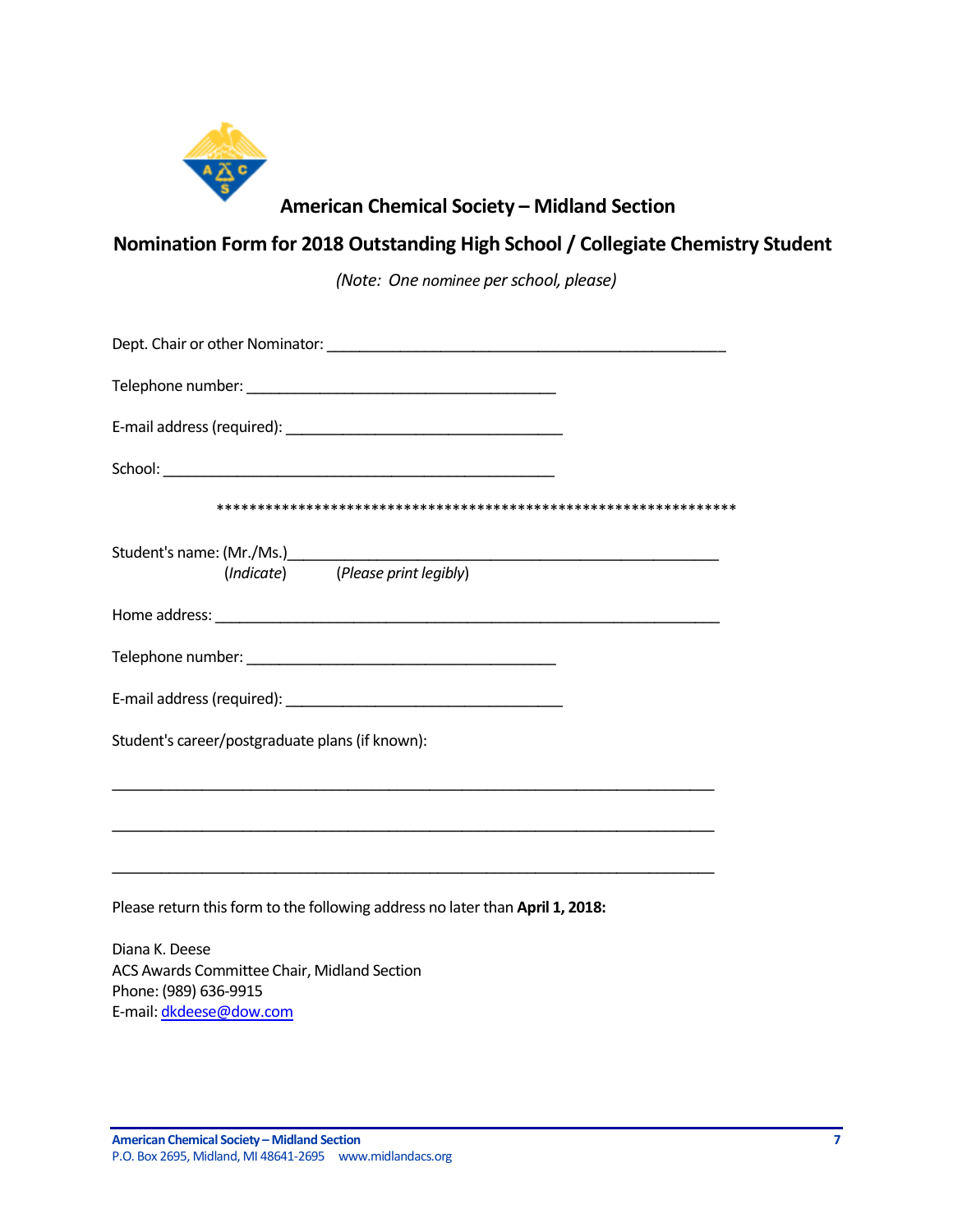## American Chemical Society – Midland Section

## Nomination Form for 2018 Outstanding High School / Collegiate Chemistry Student

*(Note: One nominee per school, please)*

Dept. Chair or other Nominator: ________________________________________________

Telephone number: _____________________________________

E-mail address (required): _________________________________

School: _______________________________________________

****************************************************************

Student's name: (Mr./Ms.)________________________________________________
(*Indicate*) (*Please print legibly*)

Home address: ____________________________________________________________

Telephone number: _____________________________________

E-mail address (required): _________________________________

Student's career/postgraduate plans (if known):

________________________________________________________________________

________________________________________________________________________

________________________________________________________________________

Please return this form to the following address no later than **April 1, 2018:**

Diana K. Deese
ACS Awards Committee Chair, Midland Section
Phone: (989) 636-9915
E-mail: dkdeese@dow.com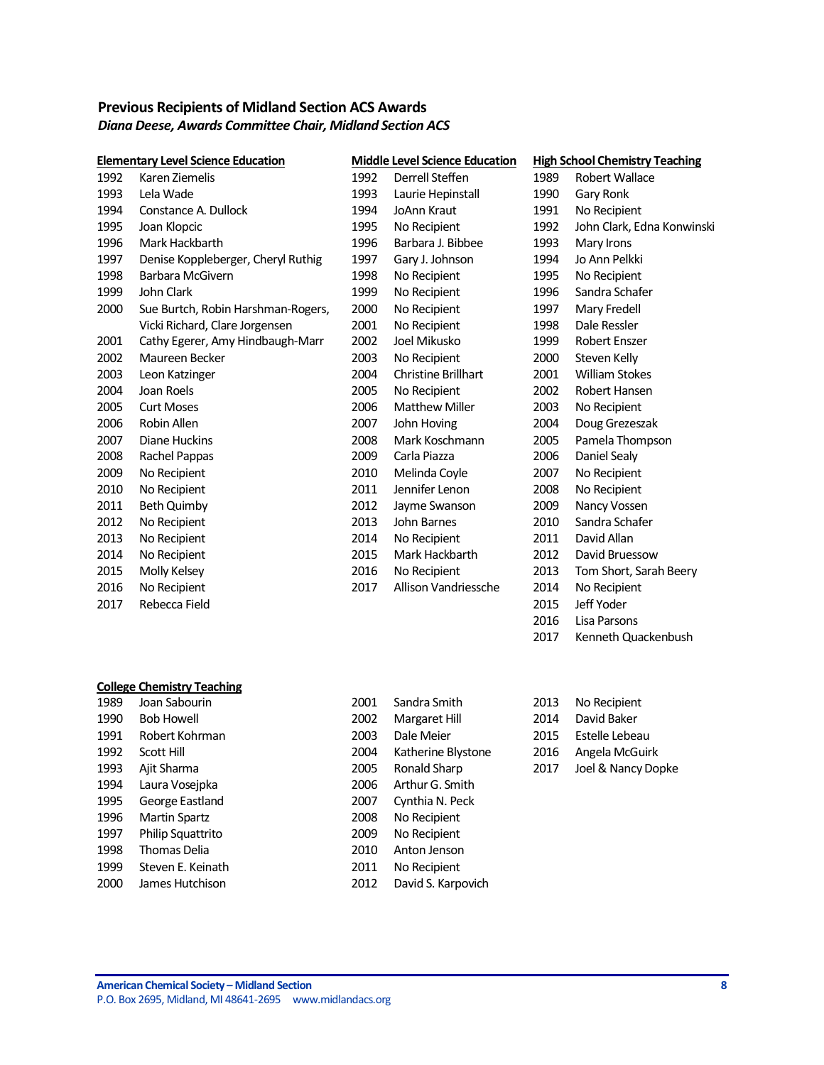## Previous Recipients of Midland Section ACS Awards

***Diana Deese, Awards Committee Chair, Midland Section ACS***

### Elementary Level Science Education

| Year | Recipient |
|---|---|
| 1992 | Karen Ziemelis |
| 1993 | Lela Wade |
| 1994 | Constance A. Dullock |
| 1995 | Joan Klopcic |
| 1996 | Mark Hackbarth |
| 1997 | Denise Koppleberger, Cheryl Ruthig |
| 1998 | Barbara McGivern |
| 1999 | John Clark |
| 2000 | Sue Burtch, Robin Harshman-Rogers, Vicki Richard, Clare Jorgensen |
| 2001 | Cathy Egerer, Amy Hindbaugh-Marr |
| 2002 | Maureen Becker |
| 2003 | Leon Katzinger |
| 2004 | Joan Roels |
| 2005 | Curt Moses |
| 2006 | Robin Allen |
| 2007 | Diane Huckins |
| 2008 | Rachel Pappas |
| 2009 | No Recipient |
| 2010 | No Recipient |
| 2011 | Beth Quimby |
| 2012 | No Recipient |
| 2013 | No Recipient |
| 2014 | No Recipient |
| 2015 | Molly Kelsey |
| 2016 | No Recipient |
| 2017 | Rebecca Field |

### Middle Level Science Education

| Year | Recipient |
|---|---|
| 1992 | Derrell Steffen |
| 1993 | Laurie Hepinstall |
| 1994 | JoAnn Kraut |
| 1995 | No Recipient |
| 1996 | Barbara J. Bibbee |
| 1997 | Gary J. Johnson |
| 1998 | No Recipient |
| 1999 | No Recipient |
| 2000 | No Recipient |
| 2001 | No Recipient |
| 2002 | Joel Mikusko |
| 2003 | No Recipient |
| 2004 | Christine Brillhart |
| 2005 | No Recipient |
| 2006 | Matthew Miller |
| 2007 | John Hoving |
| 2008 | Mark Koschmann |
| 2009 | Carla Piazza |
| 2010 | Melinda Coyle |
| 2011 | Jennifer Lenon |
| 2012 | Jayme Swanson |
| 2013 | John Barnes |
| 2014 | No Recipient |
| 2015 | Mark Hackbarth |
| 2016 | No Recipient |
| 2017 | Allison Vandriessche |

### High School Chemistry Teaching

| Year | Recipient |
|---|---|
| 1989 | Robert Wallace |
| 1990 | Gary Ronk |
| 1991 | No Recipient |
| 1992 | John Clark, Edna Konwinski |
| 1993 | Mary Irons |
| 1994 | Jo Ann Pelkki |
| 1995 | No Recipient |
| 1996 | Sandra Schafer |
| 1997 | Mary Fredell |
| 1998 | Dale Ressler |
| 1999 | Robert Enszer |
| 2000 | Steven Kelly |
| 2001 | William Stokes |
| 2002 | Robert Hansen |
| 2003 | No Recipient |
| 2004 | Doug Grezeszak |
| 2005 | Pamela Thompson |
| 2006 | Daniel Sealy |
| 2007 | No Recipient |
| 2008 | No Recipient |
| 2009 | Nancy Vossen |
| 2010 | Sandra Schafer |
| 2011 | David Allan |
| 2012 | David Bruessow |
| 2013 | Tom Short, Sarah Beery |
| 2014 | No Recipient |
| 2015 | Jeff Yoder |
| 2016 | Lisa Parsons |
| 2017 | Kenneth Quackenbush |

### College Chemistry Teaching

| Year | Recipient |
|---|---|
| 1989 | Joan Sabourin |
| 1990 | Bob Howell |
| 1991 | Robert Kohrman |
| 1992 | Scott Hill |
| 1993 | Ajit Sharma |
| 1994 | Laura Vosejpka |
| 1995 | George Eastland |
| 1996 | Martin Spartz |
| 1997 | Philip Squattrito |
| 1998 | Thomas Delia |
| 1999 | Steven E. Keinath |
| 2000 | James Hutchison |
| 2001 | Sandra Smith |
| 2002 | Margaret Hill |
| 2003 | Dale Meier |
| 2004 | Katherine Blystone |
| 2005 | Ronald Sharp |
| 2006 | Arthur G. Smith |
| 2007 | Cynthia N. Peck |
| 2008 | No Recipient |
| 2009 | No Recipient |
| 2010 | Anton Jenson |
| 2011 | No Recipient |
| 2012 | David S. Karpovich |
| 2013 | No Recipient |
| 2014 | David Baker |
| 2015 | Estelle Lebeau |
| 2016 | Angela McGuirk |
| 2017 | Joel & Nancy Dopke |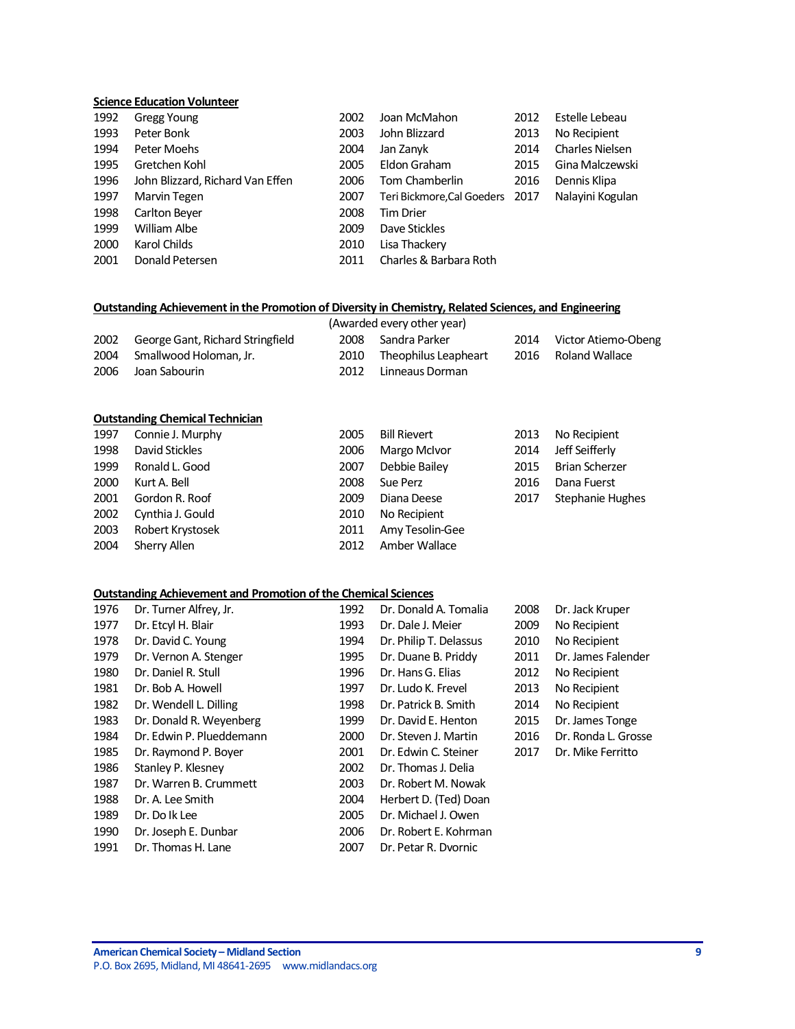**Science Education Volunteer**

| Year | Recipient |
|---|---|
| 1992 | Gregg Young |
| 1993 | Peter Bonk |
| 1994 | Peter Moehs |
| 1995 | Gretchen Kohl |
| 1996 | John Blizzard, Richard Van Effen |
| 1997 | Marvin Tegen |
| 1998 | Carlton Beyer |
| 1999 | William Albe |
| 2000 | Karol Childs |
| 2001 | Donald Petersen |
| 2002 | Joan McMahon |
| 2003 | John Blizzard |
| 2004 | Jan Zanyk |
| 2005 | Eldon Graham |
| 2006 | Tom Chamberlin |
| 2007 | Teri Bickmore,Cal Goeders |
| 2008 | Tim Drier |
| 2009 | Dave Stickles |
| 2010 | Lisa Thackery |
| 2011 | Charles & Barbara Roth |
| 2012 | Estelle Lebeau |
| 2013 | No Recipient |
| 2014 | Charles Nielsen |
| 2015 | Gina Malczewski |
| 2016 | Dennis Klipa |
| 2017 | Nalayini Kogulan |

**Outstanding Achievement in the Promotion of Diversity in Chemistry, Related Sciences, and Engineering**

(Awarded every other year)

| Year | Recipient |
|---|---|
| 2002 | George Gant, Richard Stringfield |
| 2004 | Smallwood Holoman, Jr. |
| 2006 | Joan Sabourin |
| 2008 | Sandra Parker |
| 2010 | Theophilus Leapheart |
| 2012 | Linneaus Dorman |
| 2014 | Victor Atiemo-Obeng |
| 2016 | Roland Wallace |

**Outstanding Chemical Technician**

| Year | Recipient |
|---|---|
| 1997 | Connie J. Murphy |
| 1998 | David Stickles |
| 1999 | Ronald L. Good |
| 2000 | Kurt A. Bell |
| 2001 | Gordon R. Roof |
| 2002 | Cynthia J. Gould |
| 2003 | Robert Krystosek |
| 2004 | Sherry Allen |
| 2005 | Bill Rievert |
| 2006 | Margo McIvor |
| 2007 | Debbie Bailey |
| 2008 | Sue Perz |
| 2009 | Diana Deese |
| 2010 | No Recipient |
| 2011 | Amy Tesolin-Gee |
| 2012 | Amber Wallace |
| 2013 | No Recipient |
| 2014 | Jeff Seifferly |
| 2015 | Brian Scherzer |
| 2016 | Dana Fuerst |
| 2017 | Stephanie Hughes |

**Outstanding Achievement and Promotion of the Chemical Sciences**

| Year | Recipient |
|---|---|
| 1976 | Dr. Turner Alfrey, Jr. |
| 1977 | Dr. Etcyl H. Blair |
| 1978 | Dr. David C. Young |
| 1979 | Dr. Vernon A. Stenger |
| 1980 | Dr. Daniel R. Stull |
| 1981 | Dr. Bob A. Howell |
| 1982 | Dr. Wendell L. Dilling |
| 1983 | Dr. Donald R. Weyenberg |
| 1984 | Dr. Edwin P. Plueddemann |
| 1985 | Dr. Raymond P. Boyer |
| 1986 | Stanley P. Klesney |
| 1987 | Dr. Warren B. Crummett |
| 1988 | Dr. A. Lee Smith |
| 1989 | Dr. Do Ik Lee |
| 1990 | Dr. Joseph E. Dunbar |
| 1991 | Dr. Thomas H. Lane |
| 1992 | Dr. Donald A. Tomalia |
| 1993 | Dr. Dale J. Meier |
| 1994 | Dr. Philip T. Delassus |
| 1995 | Dr. Duane B. Priddy |
| 1996 | Dr. Hans G. Elias |
| 1997 | Dr. Ludo K. Frevel |
| 1998 | Dr. Patrick B. Smith |
| 1999 | Dr. David E. Henton |
| 2000 | Dr. Steven J. Martin |
| 2001 | Dr. Edwin C. Steiner |
| 2002 | Dr. Thomas J. Delia |
| 2003 | Dr. Robert M. Nowak |
| 2004 | Herbert D. (Ted) Doan |
| 2005 | Dr. Michael J. Owen |
| 2006 | Dr. Robert E. Kohrman |
| 2007 | Dr. Petar R. Dvornic |
| 2008 | Dr. Jack Kruper |
| 2009 | No Recipient |
| 2010 | No Recipient |
| 2011 | Dr. James Falender |
| 2012 | No Recipient |
| 2013 | No Recipient |
| 2014 | No Recipient |
| 2015 | Dr. James Tonge |
| 2016 | Dr. Ronda L. Grosse |
| 2017 | Dr. Mike Ferritto |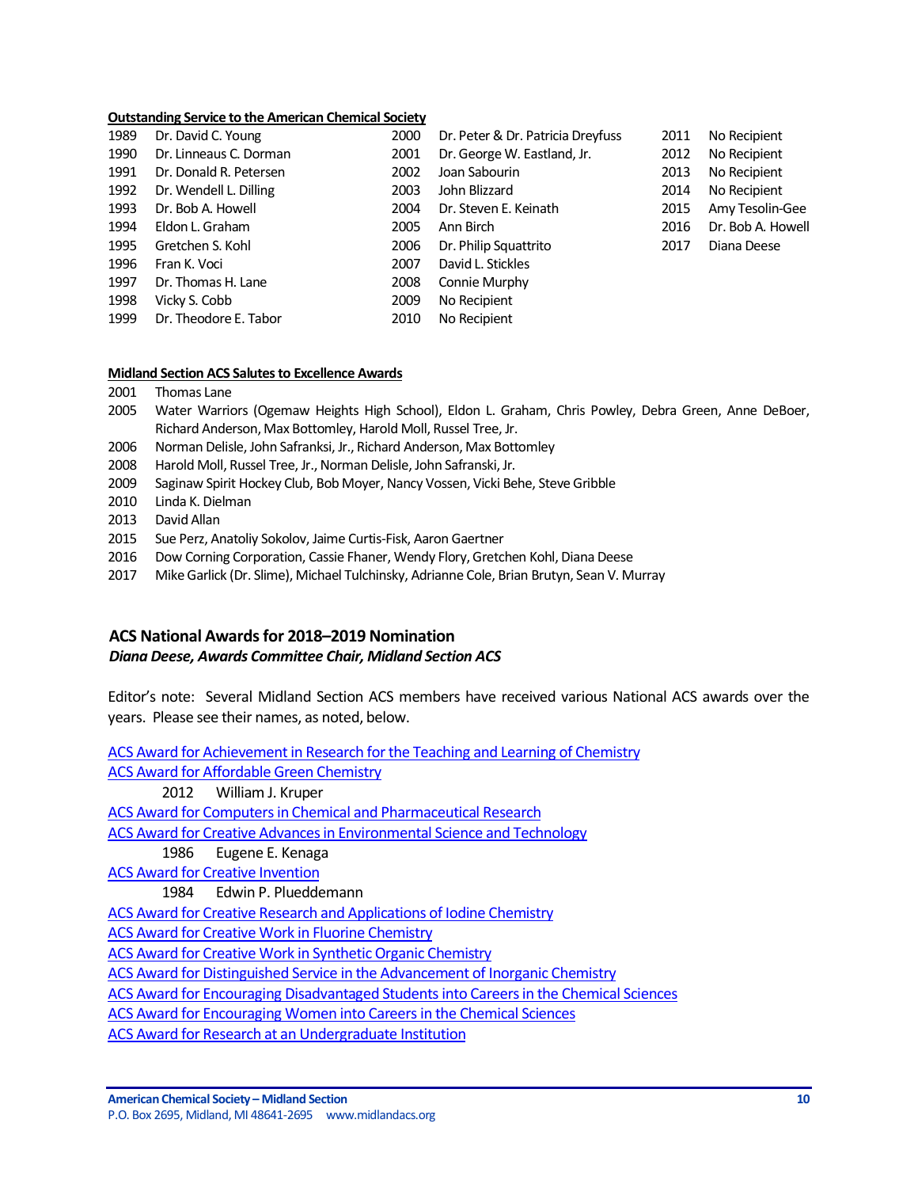**Outstanding Service to the American Chemical Society**

1989 Dr. David C. Young
1990 Dr. Linneaus C. Dorman
1991 Dr. Donald R. Petersen
1992 Dr. Wendell L. Dilling
1993 Dr. Bob A. Howell
1994 Eldon L. Graham
1995 Gretchen S. Kohl
1996 Fran K. Voci
1997 Dr. Thomas H. Lane
1998 Vicky S. Cobb
1999 Dr. Theodore E. Tabor
2000 Dr. Peter & Dr. Patricia Dreyfuss
2001 Dr. George W. Eastland, Jr.
2002 Joan Sabourin
2003 John Blizzard
2004 Dr. Steven E. Keinath
2005 Ann Birch
2006 Dr. Philip Squattrito
2007 David L. Stickles
2008 Connie Murphy
2009 No Recipient
2010 No Recipient
2011 No Recipient
2012 No Recipient
2013 No Recipient
2014 No Recipient
2015 Amy Tesolin-Gee
2016 Dr. Bob A. Howell
2017 Diana Deese

**Midland Section ACS Salutes to Excellence Awards**

2001 Thomas Lane
2005 Water Warriors (Ogemaw Heights High School), Eldon L. Graham, Chris Powley, Debra Green, Anne DeBoer, Richard Anderson, Max Bottomley, Harold Moll, Russel Tree, Jr.
2006 Norman Delisle, John Safranski, Jr., Richard Anderson, Max Bottomley
2008 Harold Moll, Russel Tree, Jr., Norman Delisle, John Safranski, Jr.
2009 Saginaw Spirit Hockey Club, Bob Moyer, Nancy Vossen, Vicki Behe, Steve Gribble
2010 Linda K. Dielman
2013 David Allan
2015 Sue Perz, Anatoliy Sokolov, Jaime Curtis-Fisk, Aaron Gaertner
2016 Dow Corning Corporation, Cassie Fhaner, Wendy Flory, Gretchen Kohl, Diana Deese
2017 Mike Garlick (Dr. Slime), Michael Tulchinsky, Adrianne Cole, Brian Brutyn, Sean V. Murray

## ACS National Awards for 2018–2019 Nomination

***Diana Deese, Awards Committee Chair, Midland Section ACS***

Editor's note: Several Midland Section ACS members have received various National ACS awards over the years. Please see their names, as noted, below.

ACS Award for Achievement in Research for the Teaching and Learning of Chemistry

ACS Award for Affordable Green Chemistry

2012 William J. Kruper

ACS Award for Computers in Chemical and Pharmaceutical Research

ACS Award for Creative Advances in Environmental Science and Technology

1986 Eugene E. Kenaga

ACS Award for Creative Invention

1984 Edwin P. Plueddemann

ACS Award for Creative Research and Applications of Iodine Chemistry

ACS Award for Creative Work in Fluorine Chemistry

ACS Award for Creative Work in Synthetic Organic Chemistry

ACS Award for Distinguished Service in the Advancement of Inorganic Chemistry

ACS Award for Encouraging Disadvantaged Students into Careers in the Chemical Sciences

ACS Award for Encouraging Women into Careers in the Chemical Sciences

ACS Award for Research at an Undergraduate Institution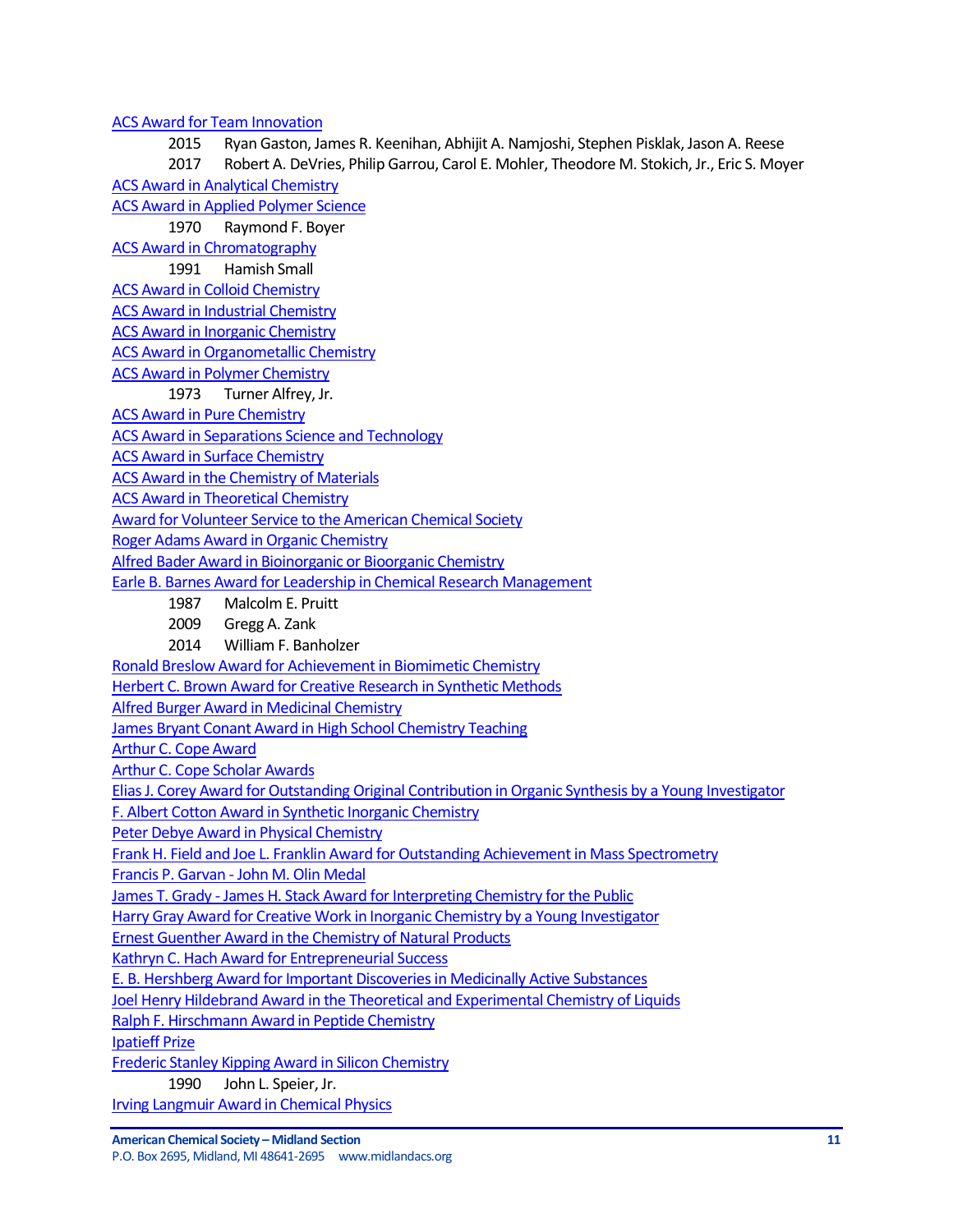ACS Award for Team Innovation

2015 Ryan Gaston, James R. Keenihan, Abhijit A. Namjoshi, Stephen Pisklak, Jason A. Reese

2017 Robert A. DeVries, Philip Garrou, Carol E. Mohler, Theodore M. Stokich, Jr., Eric S. Moyer

ACS Award in Analytical Chemistry

ACS Award in Applied Polymer Science

1970 Raymond F. Boyer

ACS Award in Chromatography

1991 Hamish Small

ACS Award in Colloid Chemistry

ACS Award in Industrial Chemistry

ACS Award in Inorganic Chemistry

ACS Award in Organometallic Chemistry

ACS Award in Polymer Chemistry

1973 Turner Alfrey, Jr.

ACS Award in Pure Chemistry

ACS Award in Separations Science and Technology

ACS Award in Surface Chemistry

ACS Award in the Chemistry of Materials

ACS Award in Theoretical Chemistry

Award for Volunteer Service to the American Chemical Society

Roger Adams Award in Organic Chemistry

Alfred Bader Award in Bioinorganic or Bioorganic Chemistry

Earle B. Barnes Award for Leadership in Chemical Research Management

1987 Malcolm E. Pruitt

2009 Gregg A. Zank

2014 William F. Banholzer

Ronald Breslow Award for Achievement in Biomimetic Chemistry

Herbert C. Brown Award for Creative Research in Synthetic Methods

Alfred Burger Award in Medicinal Chemistry

James Bryant Conant Award in High School Chemistry Teaching

Arthur C. Cope Award

Arthur C. Cope Scholar Awards

Elias J. Corey Award for Outstanding Original Contribution in Organic Synthesis by a Young Investigator

F. Albert Cotton Award in Synthetic Inorganic Chemistry

Peter Debye Award in Physical Chemistry

Frank H. Field and Joe L. Franklin Award for Outstanding Achievement in Mass Spectrometry

Francis P. Garvan - John M. Olin Medal

James T. Grady - James H. Stack Award for Interpreting Chemistry for the Public

Harry Gray Award for Creative Work in Inorganic Chemistry by a Young Investigator

Ernest Guenther Award in the Chemistry of Natural Products

Kathryn C. Hach Award for Entrepreneurial Success

E. B. Hershberg Award for Important Discoveries in Medicinally Active Substances

Joel Henry Hildebrand Award in the Theoretical and Experimental Chemistry of Liquids

Ralph F. Hirschmann Award in Peptide Chemistry

Ipatieff Prize

Frederic Stanley Kipping Award in Silicon Chemistry

1990 John L. Speier, Jr.

Irving Langmuir Award in Chemical Physics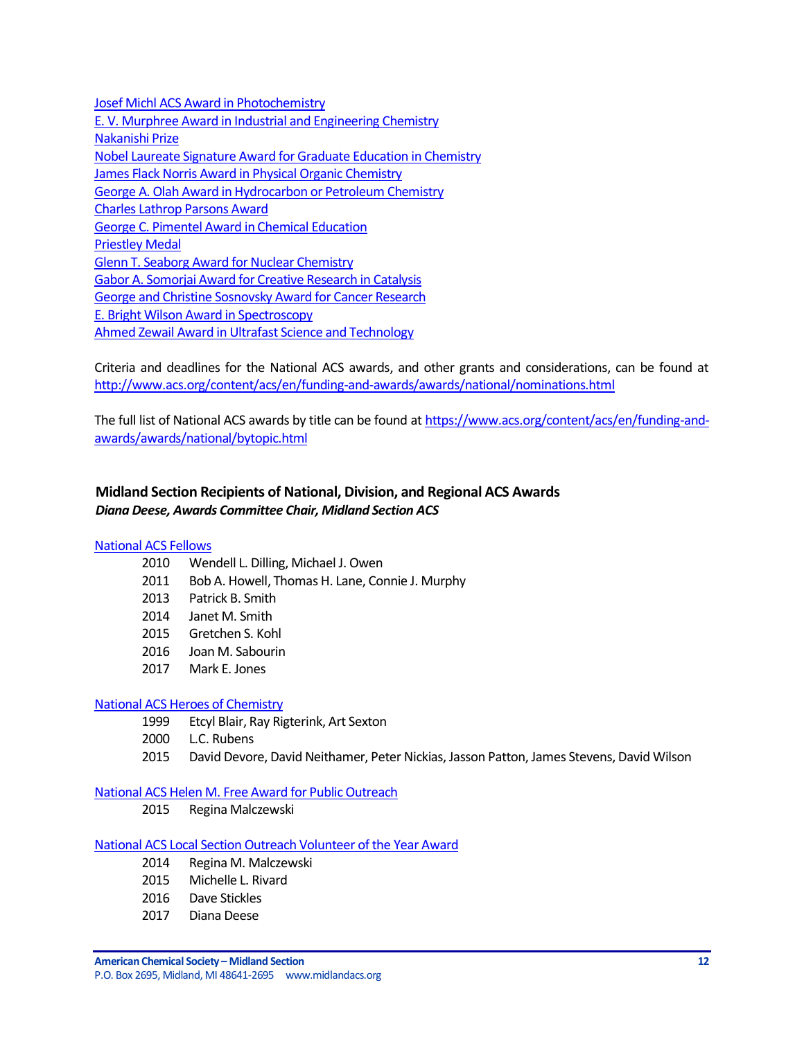Josef Michl ACS Award in Photochemistry
E. V. Murphree Award in Industrial and Engineering Chemistry
Nakanishi Prize
Nobel Laureate Signature Award for Graduate Education in Chemistry
James Flack Norris Award in Physical Organic Chemistry
George A. Olah Award in Hydrocarbon or Petroleum Chemistry
Charles Lathrop Parsons Award
George C. Pimentel Award in Chemical Education
Priestley Medal
Glenn T. Seaborg Award for Nuclear Chemistry
Gabor A. Somorjai Award for Creative Research in Catalysis
George and Christine Sosnovsky Award for Cancer Research
E. Bright Wilson Award in Spectroscopy
Ahmed Zewail Award in Ultrafast Science and Technology

Criteria and deadlines for the National ACS awards, and other grants and considerations, can be found at http://www.acs.org/content/acs/en/funding-and-awards/awards/national/nominations.html

The full list of National ACS awards by title can be found at https://www.acs.org/content/acs/en/funding-and-awards/awards/national/bytopic.html

## Midland Section Recipients of National, Division, and Regional ACS Awards

***Diana Deese, Awards Committee Chair, Midland Section ACS***

National ACS Fellows

- 2010 Wendell L. Dilling, Michael J. Owen
- 2011 Bob A. Howell, Thomas H. Lane, Connie J. Murphy
- 2013 Patrick B. Smith
- 2014 Janet M. Smith
- 2015 Gretchen S. Kohl
- 2016 Joan M. Sabourin
- 2017 Mark E. Jones

National ACS Heroes of Chemistry

- 1999 Etcyl Blair, Ray Rigterink, Art Sexton
- 2000 L.C. Rubens
- 2015 David Devore, David Neithamer, Peter Nickias, Jasson Patton, James Stevens, David Wilson

National ACS Helen M. Free Award for Public Outreach

- 2015 Regina Malczewski

National ACS Local Section Outreach Volunteer of the Year Award

- 2014 Regina M. Malczewski
- 2015 Michelle L. Rivard
- 2016 Dave Stickles
- 2017 Diana Deese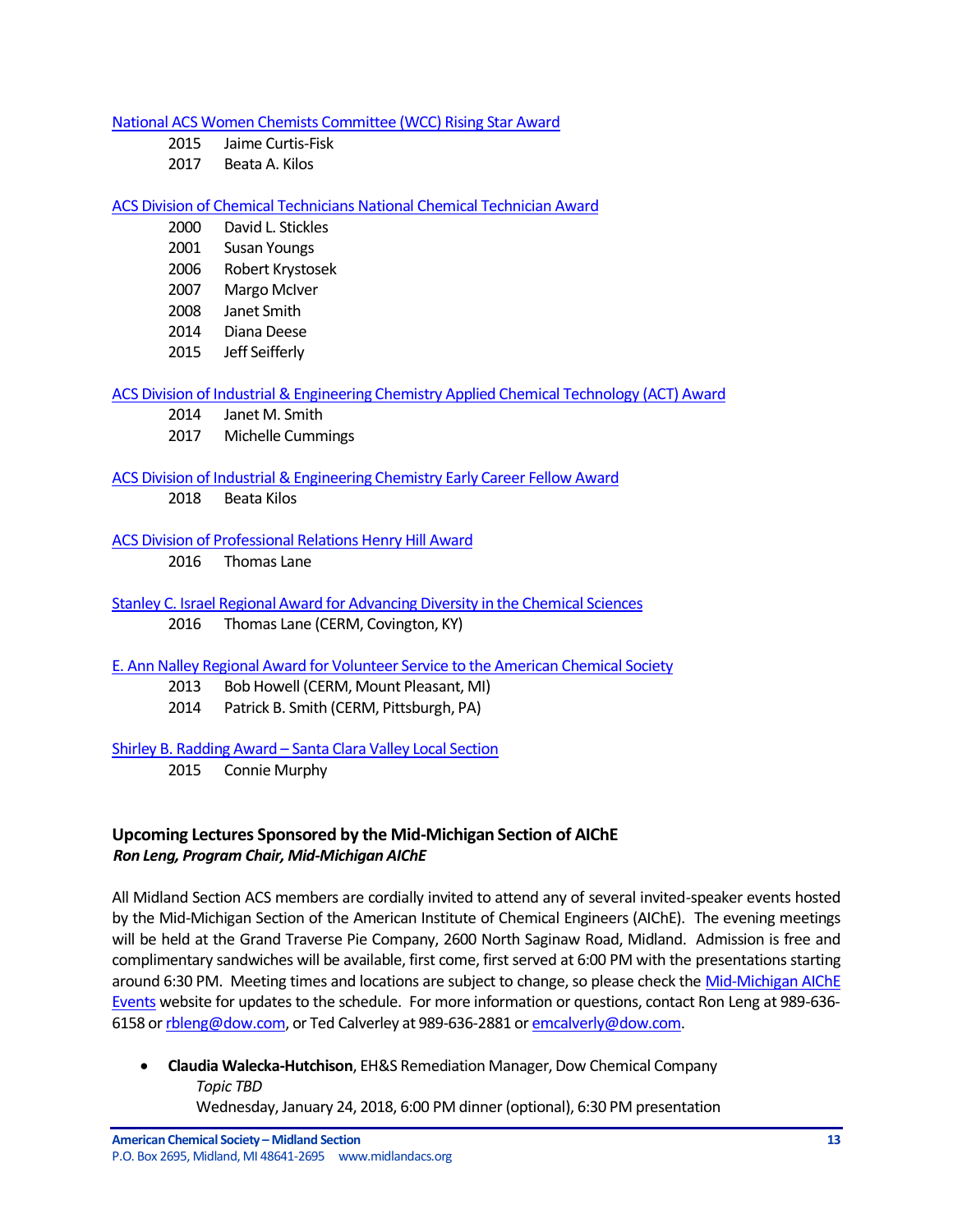National ACS Women Chemists Committee (WCC) Rising Star Award

2015 Jaime Curtis-Fisk
2017 Beata A. Kilos

ACS Division of Chemical Technicians National Chemical Technician Award

2000 David L. Stickles
2001 Susan Youngs
2006 Robert Krystosek
2007 Margo McIver
2008 Janet Smith
2014 Diana Deese
2015 Jeff Seifferly

ACS Division of Industrial & Engineering Chemistry Applied Chemical Technology (ACT) Award

2014 Janet M. Smith
2017 Michelle Cummings

ACS Division of Industrial & Engineering Chemistry Early Career Fellow Award

2018 Beata Kilos

ACS Division of Professional Relations Henry Hill Award

2016 Thomas Lane

Stanley C. Israel Regional Award for Advancing Diversity in the Chemical Sciences

2016 Thomas Lane (CERM, Covington, KY)

E. Ann Nalley Regional Award for Volunteer Service to the American Chemical Society

2013 Bob Howell (CERM, Mount Pleasant, MI)
2014 Patrick B. Smith (CERM, Pittsburgh, PA)

Shirley B. Radding Award – Santa Clara Valley Local Section

2015 Connie Murphy

## Upcoming Lectures Sponsored by the Mid-Michigan Section of AIChE

***Ron Leng, Program Chair, Mid-Michigan AIChE***

All Midland Section ACS members are cordially invited to attend any of several invited-speaker events hosted by the Mid-Michigan Section of the American Institute of Chemical Engineers (AIChE). The evening meetings will be held at the Grand Traverse Pie Company, 2600 North Saginaw Road, Midland. Admission is free and complimentary sandwiches will be available, first come, first served at 6:00 PM with the presentations starting around 6:30 PM. Meeting times and locations are subject to change, so please check the Mid-Michigan AIChE Events website for updates to the schedule. For more information or questions, contact Ron Leng at 989-636-6158 or rbleng@dow.com, or Ted Calverley at 989-636-2881 or emcalverly@dow.com.

- **Claudia Walecka-Hutchison**, EH&S Remediation Manager, Dow Chemical Company
  *Topic TBD*
  Wednesday, January 24, 2018, 6:00 PM dinner (optional), 6:30 PM presentation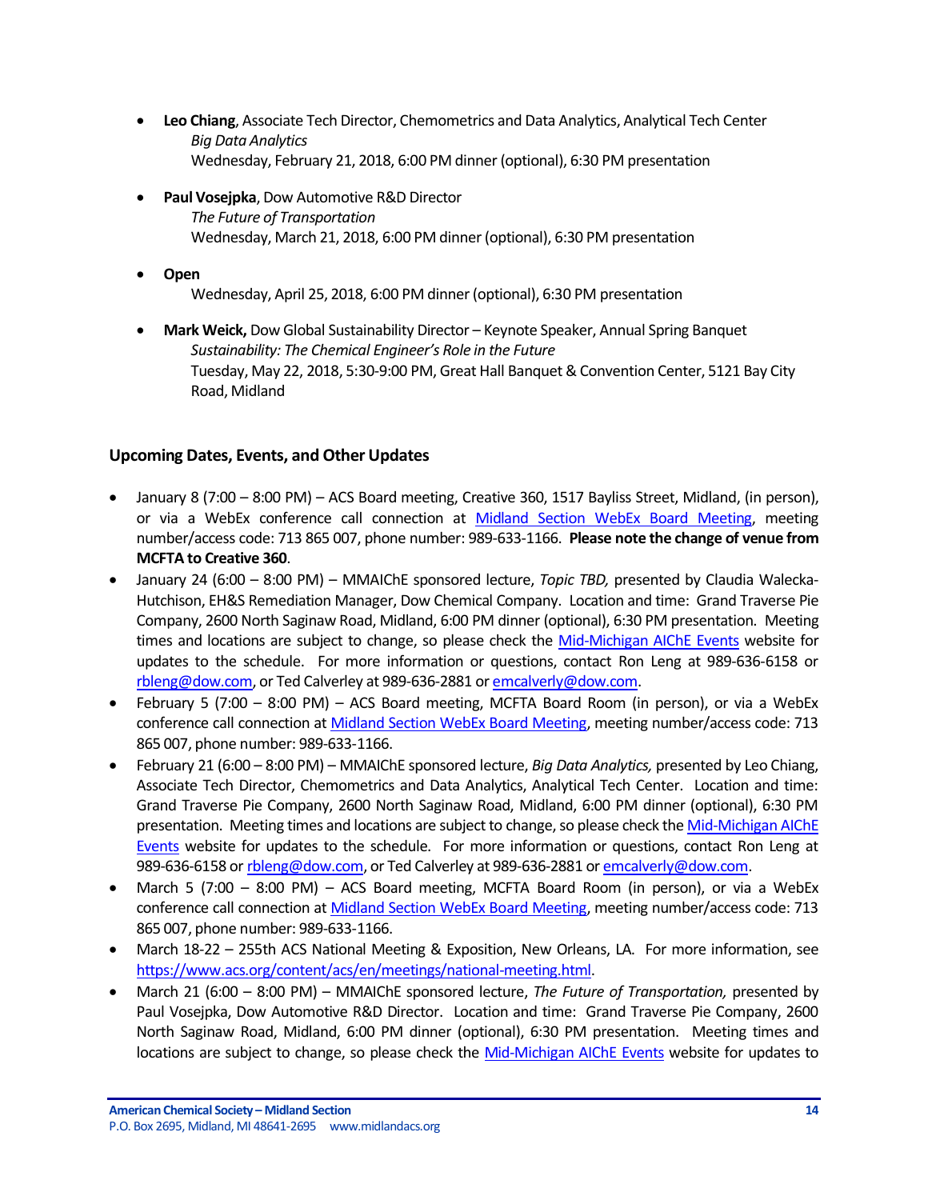- **Leo Chiang**, Associate Tech Director, Chemometrics and Data Analytics, Analytical Tech Center
  *Big Data Analytics*
  Wednesday, February 21, 2018, 6:00 PM dinner (optional), 6:30 PM presentation

- **Paul Vosejpka**, Dow Automotive R&D Director
  *The Future of Transportation*
  Wednesday, March 21, 2018, 6:00 PM dinner (optional), 6:30 PM presentation

- **Open**
  Wednesday, April 25, 2018, 6:00 PM dinner (optional), 6:30 PM presentation

- **Mark Weick,** Dow Global Sustainability Director – Keynote Speaker, Annual Spring Banquet
  *Sustainability: The Chemical Engineer's Role in the Future*
  Tuesday, May 22, 2018, 5:30-9:00 PM, Great Hall Banquet & Convention Center, 5121 Bay City Road, Midland

### Upcoming Dates, Events, and Other Updates

- January 8 (7:00 – 8:00 PM) – ACS Board meeting, Creative 360, 1517 Bayliss Street, Midland, (in person), or via a WebEx conference call connection at Midland Section WebEx Board Meeting, meeting number/access code: 713 865 007, phone number: 989-633-1166. **Please note the change of venue from MCFTA to Creative 360**.
- January 24 (6:00 – 8:00 PM) – MMAIChE sponsored lecture, *Topic TBD,* presented by Claudia Walecka-Hutchison, EH&S Remediation Manager, Dow Chemical Company. Location and time: Grand Traverse Pie Company, 2600 North Saginaw Road, Midland, 6:00 PM dinner (optional), 6:30 PM presentation. Meeting times and locations are subject to change, so please check the Mid-Michigan AIChE Events website for updates to the schedule. For more information or questions, contact Ron Leng at 989-636-6158 or rbleng@dow.com, or Ted Calverley at 989-636-2881 or emcalverly@dow.com.
- February 5 (7:00 – 8:00 PM) – ACS Board meeting, MCFTA Board Room (in person), or via a WebEx conference call connection at Midland Section WebEx Board Meeting, meeting number/access code: 713 865 007, phone number: 989-633-1166.
- February 21 (6:00 – 8:00 PM) – MMAIChE sponsored lecture, *Big Data Analytics,* presented by Leo Chiang, Associate Tech Director, Chemometrics and Data Analytics, Analytical Tech Center. Location and time: Grand Traverse Pie Company, 2600 North Saginaw Road, Midland, 6:00 PM dinner (optional), 6:30 PM presentation. Meeting times and locations are subject to change, so please check the Mid-Michigan AIChE Events website for updates to the schedule. For more information or questions, contact Ron Leng at 989-636-6158 or rbleng@dow.com, or Ted Calverley at 989-636-2881 or emcalverly@dow.com.
- March 5 (7:00 – 8:00 PM) – ACS Board meeting, MCFTA Board Room (in person), or via a WebEx conference call connection at Midland Section WebEx Board Meeting, meeting number/access code: 713 865 007, phone number: 989-633-1166.
- March 18-22 – 255th ACS National Meeting & Exposition, New Orleans, LA. For more information, see https://www.acs.org/content/acs/en/meetings/national-meeting.html.
- March 21 (6:00 – 8:00 PM) – MMAIChE sponsored lecture, *The Future of Transportation,* presented by Paul Vosejpka, Dow Automotive R&D Director. Location and time: Grand Traverse Pie Company, 2600 North Saginaw Road, Midland, 6:00 PM dinner (optional), 6:30 PM presentation. Meeting times and locations are subject to change, so please check the Mid-Michigan AIChE Events website for updates to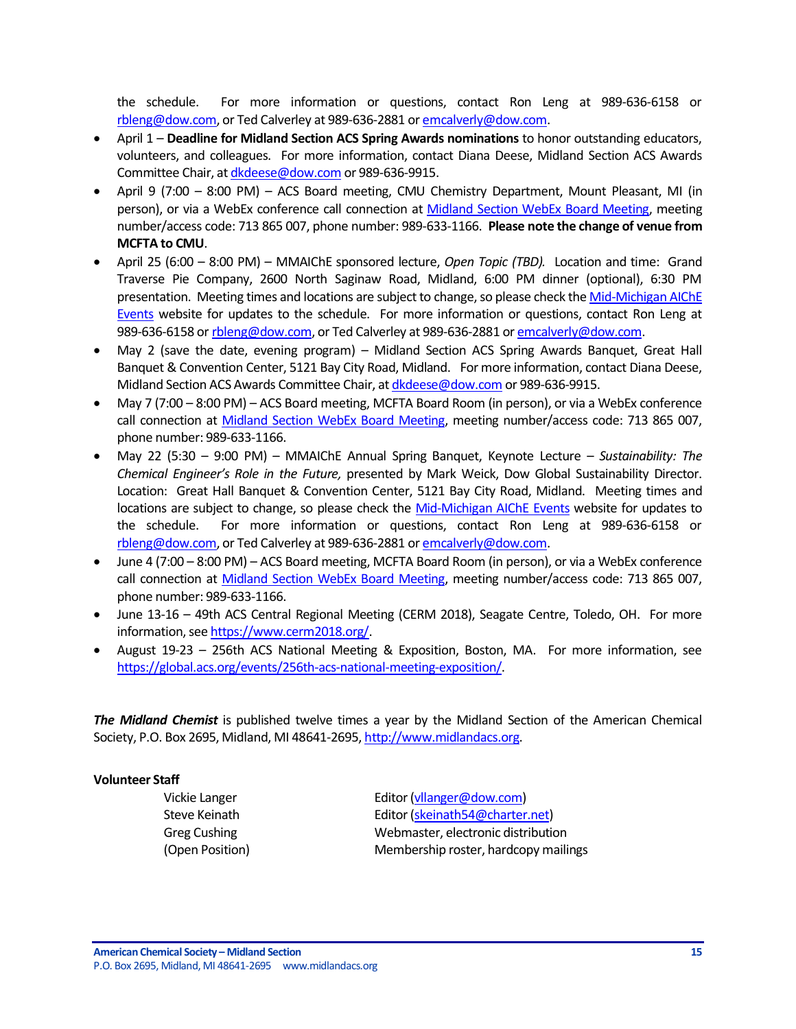the schedule. For more information or questions, contact Ron Leng at 989-636-6158 or [rbleng@dow.com](mailto:rbleng@dow.com), or Ted Calverley at 989-636-2881 or [emcalverly@dow.com](mailto:emcalverly@dow.com).

- April 1 – **Deadline for Midland Section ACS Spring Awards nominations** to honor outstanding educators, volunteers, and colleagues. For more information, contact Diana Deese, Midland Section ACS Awards Committee Chair, at [dkdeese@dow.com](mailto:dkdeese@dow.com) or 989-636-9915.
- April 9 (7:00 – 8:00 PM) – ACS Board meeting, CMU Chemistry Department, Mount Pleasant, MI (in person), or via a WebEx conference call connection at Midland Section WebEx Board Meeting, meeting number/access code: 713 865 007, phone number: 989-633-1166. **Please note the change of venue from MCFTA to CMU**.
- April 25 (6:00 – 8:00 PM) – MMAIChE sponsored lecture, *Open Topic (TBD).* Location and time: Grand Traverse Pie Company, 2600 North Saginaw Road, Midland, 6:00 PM dinner (optional), 6:30 PM presentation. Meeting times and locations are subject to change, so please check the Mid-Michigan AIChE Events website for updates to the schedule. For more information or questions, contact Ron Leng at 989-636-6158 or [rbleng@dow.com](mailto:rbleng@dow.com), or Ted Calverley at 989-636-2881 or [emcalverly@dow.com](mailto:emcalverly@dow.com).
- May 2 (save the date, evening program) – Midland Section ACS Spring Awards Banquet, Great Hall Banquet & Convention Center, 5121 Bay City Road, Midland. For more information, contact Diana Deese, Midland Section ACS Awards Committee Chair, at [dkdeese@dow.com](mailto:dkdeese@dow.com) or 989-636-9915.
- May 7 (7:00 – 8:00 PM) – ACS Board meeting, MCFTA Board Room (in person), or via a WebEx conference call connection at Midland Section WebEx Board Meeting, meeting number/access code: 713 865 007, phone number: 989-633-1166.
- May 22 (5:30 – 9:00 PM) – MMAIChE Annual Spring Banquet, Keynote Lecture – *Sustainability: The Chemical Engineer's Role in the Future,* presented by Mark Weick, Dow Global Sustainability Director. Location: Great Hall Banquet & Convention Center, 5121 Bay City Road, Midland. Meeting times and locations are subject to change, so please check the Mid-Michigan AIChE Events website for updates to the schedule. For more information or questions, contact Ron Leng at 989-636-6158 or [rbleng@dow.com](mailto:rbleng@dow.com), or Ted Calverley at 989-636-2881 or [emcalverly@dow.com](mailto:emcalverly@dow.com).
- June 4 (7:00 – 8:00 PM) – ACS Board meeting, MCFTA Board Room (in person), or via a WebEx conference call connection at Midland Section WebEx Board Meeting, meeting number/access code: 713 865 007, phone number: 989-633-1166.
- June 13-16 – 49th ACS Central Regional Meeting (CERM 2018), Seagate Centre, Toledo, OH. For more information, see [https://www.cerm2018.org/](https://www.cerm2018.org/).
- August 19-23 – 256th ACS National Meeting & Exposition, Boston, MA. For more information, see [https://global.acs.org/events/256th-acs-national-meeting-exposition/](https://global.acs.org/events/256th-acs-national-meeting-exposition/).

***The Midland Chemist*** is published twelve times a year by the Midland Section of the American Chemical Society, P.O. Box 2695, Midland, MI 48641-2695, [http://www.midlandacs.org](http://www.midlandacs.org).

**Volunteer Staff**

| | |
|---|---|
| Vickie Langer | Editor ([vllanger@dow.com](mailto:vllanger@dow.com)) |
| Steve Keinath | Editor ([skeinath54@charter.net](mailto:skeinath54@charter.net)) |
| Greg Cushing | Webmaster, electronic distribution |
| (Open Position) | Membership roster, hardcopy mailings |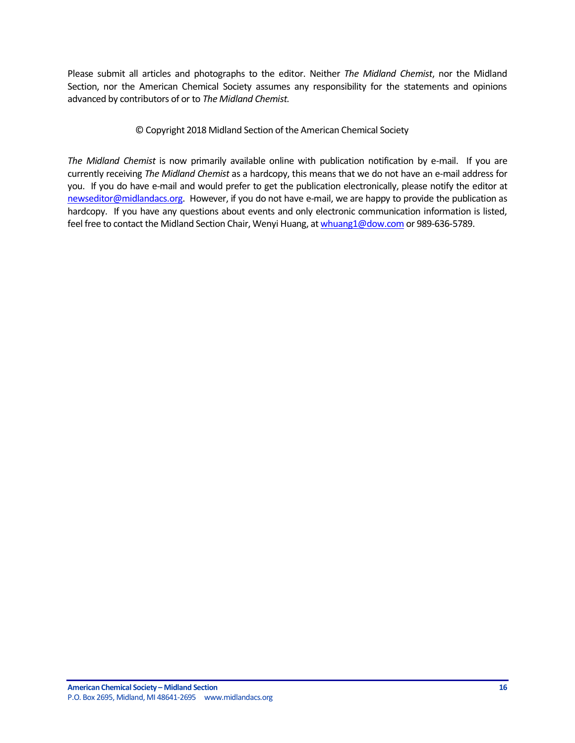Please submit all articles and photographs to the editor. Neither *The Midland Chemist*, nor the Midland Section, nor the American Chemical Society assumes any responsibility for the statements and opinions advanced by contributors of or to *The Midland Chemist.*

© Copyright 2018 Midland Section of the American Chemical Society

*The Midland Chemist* is now primarily available online with publication notification by e-mail. If you are currently receiving *The Midland Chemist* as a hardcopy, this means that we do not have an e-mail address for you. If you do have e-mail and would prefer to get the publication electronically, please notify the editor at newseditor@midlandacs.org. However, if you do not have e-mail, we are happy to provide the publication as hardcopy. If you have any questions about events and only electronic communication information is listed, feel free to contact the Midland Section Chair, Wenyi Huang, at whuang1@dow.com or 989-636-5789.